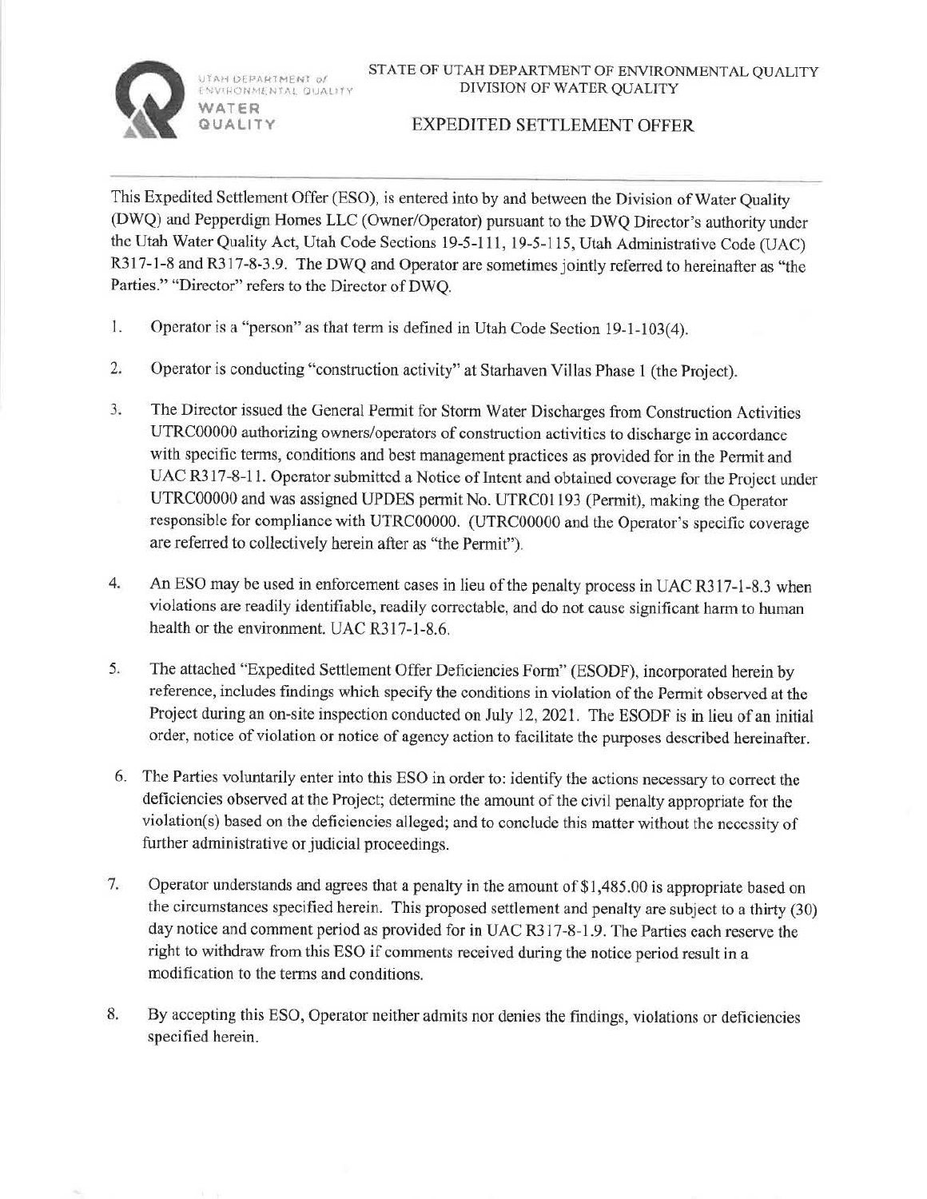UTAH DEPARTMENT of ENVIRONMENTAL QUALITY
WATER QUALITY

STATE OF UTAH DEPARTMENT OF ENVIRONMENTAL QUALITY
DIVISION OF WATER QUALITY

# EXPEDITED SETTLEMENT OFFER

This Expedited Settlement Offer (ESO), is entered into by and between the Division of Water Quality (DWQ) and Pepperdign Homes LLC (Owner/Operator) pursuant to the DWQ Director's authority under the Utah Water Quality Act, Utah Code Sections 19-5-111, 19-5-115, Utah Administrative Code (UAC) R317-1-8 and R317-8-3.9. The DWQ and Operator are sometimes jointly referred to hereinafter as "the Parties." "Director" refers to the Director of DWQ.

1. Operator is a "person" as that term is defined in Utah Code Section 19-1-103(4).

2. Operator is conducting "construction activity" at Starhaven Villas Phase 1 (the Project).

3. The Director issued the General Permit for Storm Water Discharges from Construction Activities UTRC00000 authorizing owners/operators of construction activities to discharge in accordance with specific terms, conditions and best management practices as provided for in the Permit and UAC R317-8-11. Operator submitted a Notice of Intent and obtained coverage for the Project under UTRC00000 and was assigned UPDES permit No. UTRC01193 (Permit), making the Operator responsible for compliance with UTRC00000. (UTRC00000 and the Operator's specific coverage are referred to collectively herein after as "the Permit").

4. An ESO may be used in enforcement cases in lieu of the penalty process in UAC R317-1-8.3 when violations are readily identifiable, readily correctable, and do not cause significant harm to human health or the environment. UAC R317-1-8.6.

5. The attached "Expedited Settlement Offer Deficiencies Form" (ESODF), incorporated herein by reference, includes findings which specify the conditions in violation of the Permit observed at the Project during an on-site inspection conducted on July 12, 2021. The ESODF is in lieu of an initial order, notice of violation or notice of agency action to facilitate the purposes described hereinafter.

6. The Parties voluntarily enter into this ESO in order to: identify the actions necessary to correct the deficiencies observed at the Project; determine the amount of the civil penalty appropriate for the violation(s) based on the deficiencies alleged; and to conclude this matter without the necessity of further administrative or judicial proceedings.

7. Operator understands and agrees that a penalty in the amount of $1,485.00 is appropriate based on the circumstances specified herein. This proposed settlement and penalty are subject to a thirty (30) day notice and comment period as provided for in UAC R317-8-1.9. The Parties each reserve the right to withdraw from this ESO if comments received during the notice period result in a modification to the terms and conditions.

8. By accepting this ESO, Operator neither admits nor denies the findings, violations or deficiencies specified herein.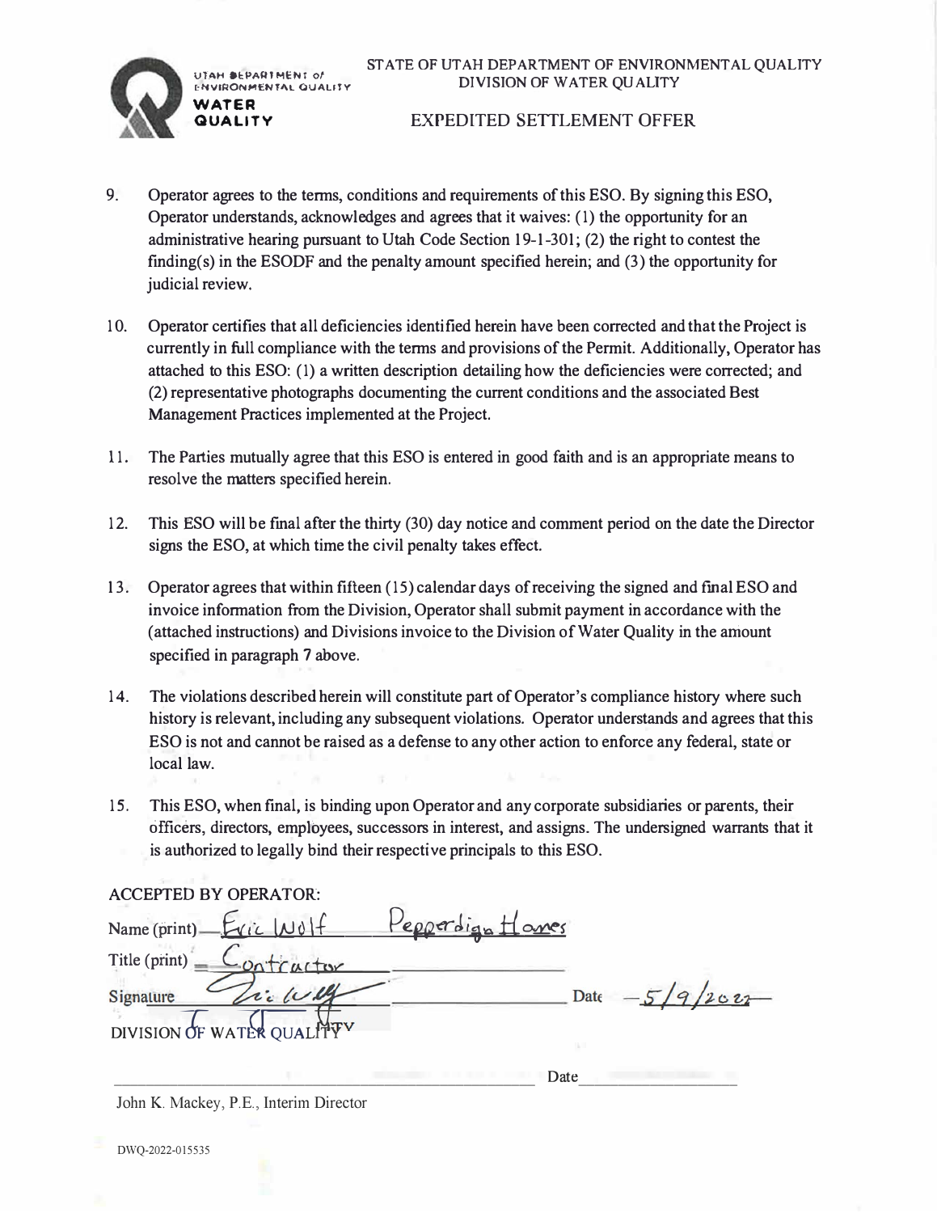UTAH DEPARTMENT of ENVIRONMENTAL QUALITY
**WATER QUALITY**

STATE OF UTAH DEPARTMENT OF ENVIRONMENTAL QUALITY
DIVISION OF WATER QUALITY

EXPEDITED SETTLEMENT OFFER

9. Operator agrees to the terms, conditions and requirements of this ESO. By signing this ESO, Operator understands, acknowledges and agrees that it waives: (1) the opportunity for an administrative hearing pursuant to Utah Code Section 19-1-301; (2) the right to contest the finding(s) in the ESODF and the penalty amount specified herein; and (3) the opportunity for judicial review.

10. Operator certifies that all deficiencies identified herein have been corrected and that the Project is currently in full compliance with the terms and provisions of the Permit. Additionally, Operator has attached to this ESO: (1) a written description detailing how the deficiencies were corrected; and (2) representative photographs documenting the current conditions and the associated Best Management Practices implemented at the Project.

11. The Parties mutually agree that this ESO is entered in good faith and is an appropriate means to resolve the matters specified herein.

12. This ESO will be final after the thirty (30) day notice and comment period on the date the Director signs the ESO, at which time the civil penalty takes effect.

13. Operator agrees that within fifteen (15) calendar days of receiving the signed and final ESO and invoice information from the Division, Operator shall submit payment in accordance with the (attached instructions) and Divisions invoice to the Division of Water Quality in the amount specified in paragraph 7 above.

14. The violations described herein will constitute part of Operator's compliance history where such history is relevant, including any subsequent violations. Operator understands and agrees that this ESO is not and cannot be raised as a defense to any other action to enforce any federal, state or local law.

15. This ESO, when final, is binding upon Operator and any corporate subsidiaries or parents, their officers, directors, employees, successors in interest, and assigns. The undersigned warrants that it is authorized to legally bind their respective principals to this ESO.

ACCEPTED BY OPERATOR:

Name (print) Eric Wolf Pepperdign Homes

Title (print) Contractor

Signature [signature] Date 5/9/2022

DIVISION OF WATER QUALITY

\_\_\_\_\_\_\_\_\_\_\_\_\_\_\_\_\_\_\_\_\_\_\_\_\_\_\_\_ Date\_\_\_\_\_\_\_\_\_\_\_\_

John K. Mackey, P.E., Interim Director

DWQ-2022-015535